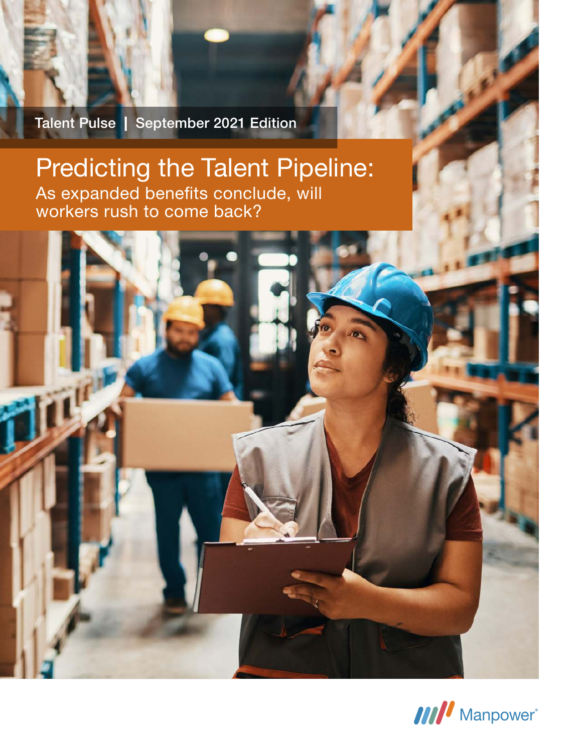Talent Pulse | September 2021 Edition

# Predicting the Talent Pipeline:

## As expanded benefits conclude, will workers rush to come back?

Manpower®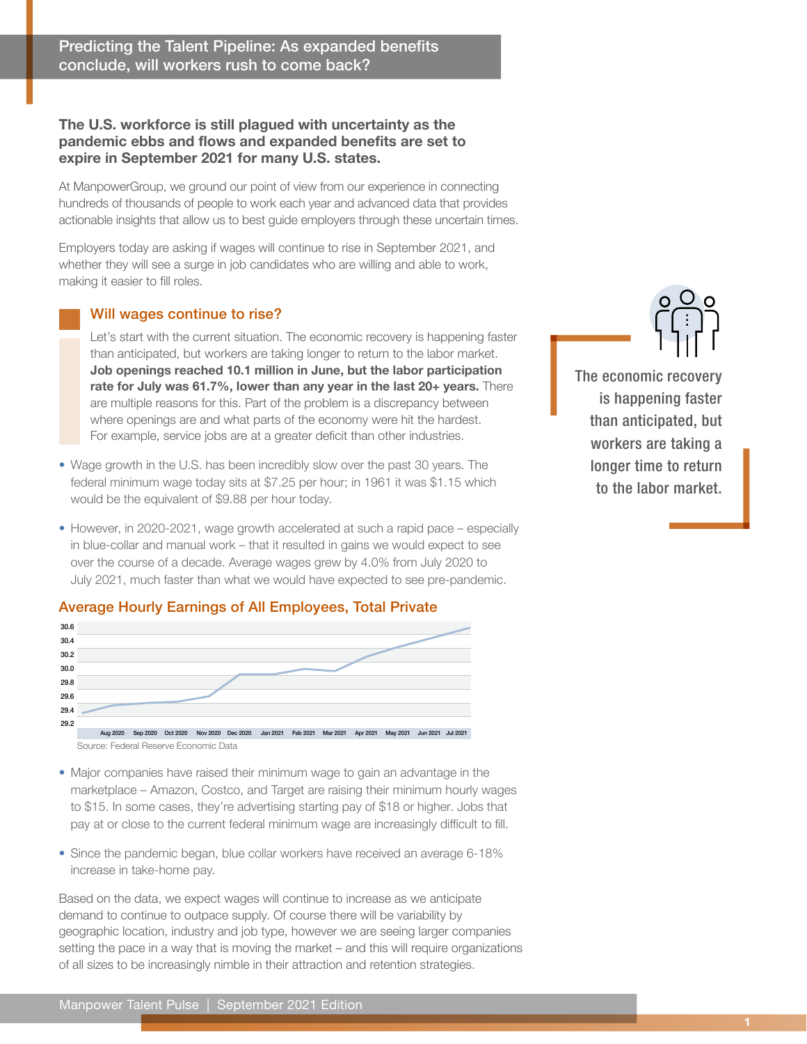## Predicting the Talent Pipeline: As expanded benefits conclude, will workers rush to come back?

**The U.S. workforce is still plagued with uncertainty as the pandemic ebbs and flows and expanded benefits are set to expire in September 2021 for many U.S. states.**

At ManpowerGroup, we ground our point of view from our experience in connecting hundreds of thousands of people to work each year and advanced data that provides actionable insights that allow us to best guide employers through these uncertain times.

Employers today are asking if wages will continue to rise in September 2021, and whether they will see a surge in job candidates who are willing and able to work, making it easier to fill roles.

### Will wages continue to rise?

Let's start with the current situation. The economic recovery is happening faster than anticipated, but workers are taking longer to return to the labor market. **Job openings reached 10.1 million in June, but the labor participation rate for July was 61.7%, lower than any year in the last 20+ years.** There are multiple reasons for this. Part of the problem is a discrepancy between where openings are and what parts of the economy were hit the hardest. For example, service jobs are at a greater deficit than other industries.

> The economic recovery is happening faster than anticipated, but workers are taking a longer time to return to the labor market.

- Wage growth in the U.S. has been incredibly slow over the past 30 years. The federal minimum wage today sits at $7.25 per hour; in 1961 it was $1.15 which would be the equivalent of $9.88 per hour today.
- However, in 2020-2021, wage growth accelerated at such a rapid pace – especially in blue-collar and manual work – that it resulted in gains we would expect to see over the course of a decade. Average wages grew by 4.0% from July 2020 to July 2021, much faster than what we would have expected to see pre-pandemic.

### Average Hourly Earnings of All Employees, Total Private

Y-axis: 29.2 – 30.6. X-axis: Aug 2020, Sep 2020, Oct 2020, Nov 2020, Dec 2020, Jan 2021, Feb 2021, Mar 2021, Apr 2021, May 2021, Jun 2021, Jul 2021

Source: Federal Reserve Economic Data

- Major companies have raised their minimum wage to gain an advantage in the marketplace – Amazon, Costco, and Target are raising their minimum hourly wages to $15. In some cases, they're advertising starting pay of $18 or higher. Jobs that pay at or close to the current federal minimum wage are increasingly difficult to fill.
- Since the pandemic began, blue collar workers have received an average 6-18% increase in take-home pay.

Based on the data, we expect wages will continue to increase as we anticipate demand to continue to outpace supply. Of course there will be variability by geographic location, industry and job type, however we are seeing larger companies setting the pace in a way that is moving the market – and this will require organizations of all sizes to be increasingly nimble in their attraction and retention strategies.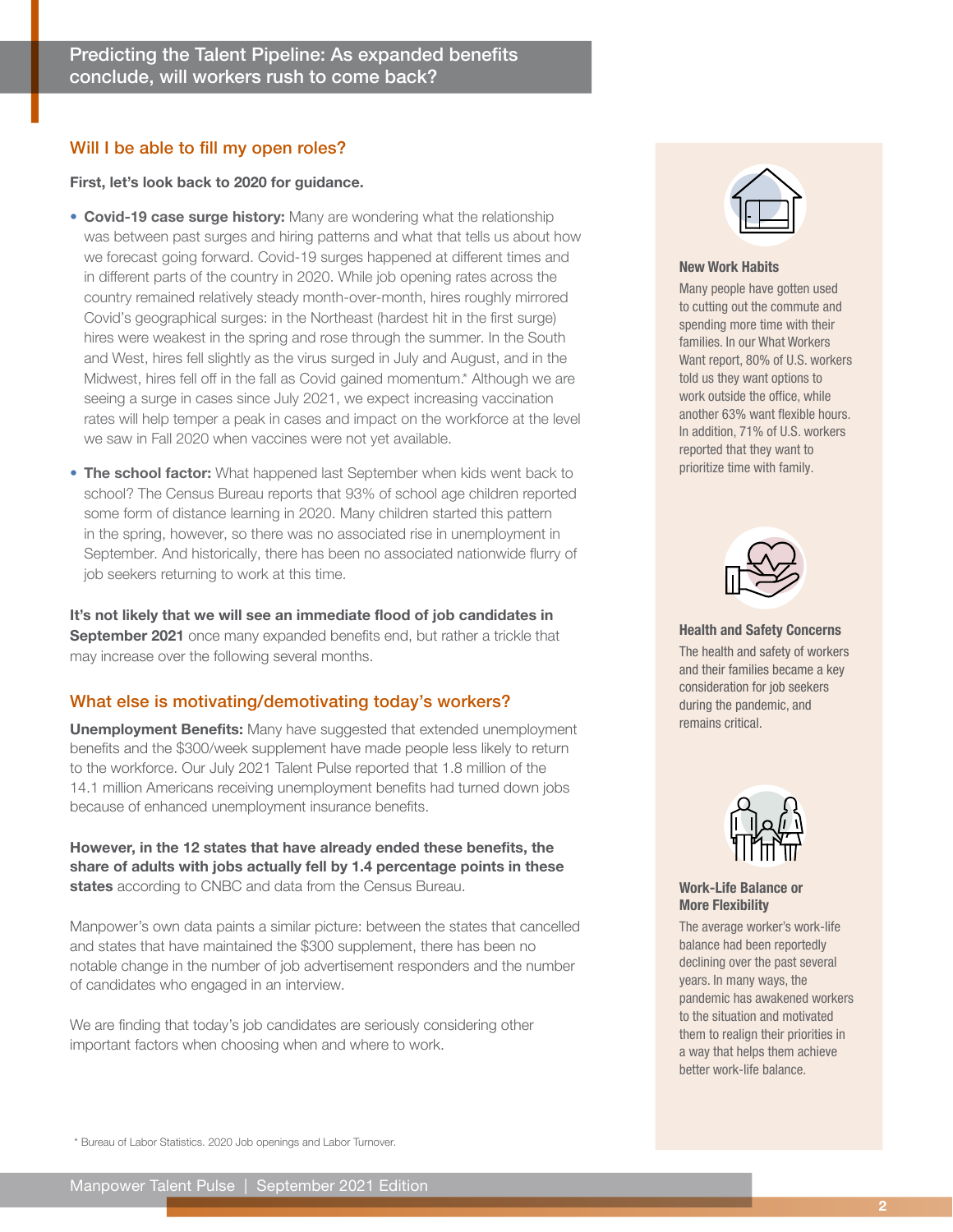## Predicting the Talent Pipeline: As expanded benefits conclude, will workers rush to come back?

### Will I be able to fill my open roles?

**First, let's look back to 2020 for guidance.**

- **Covid-19 case surge history:** Many are wondering what the relationship was between past surges and hiring patterns and what that tells us about how we forecast going forward. Covid-19 surges happened at different times and in different parts of the country in 2020. While job opening rates across the country remained relatively steady month-over-month, hires roughly mirrored Covid's geographical surges: in the Northeast (hardest hit in the first surge) hires were weakest in the spring and rose through the summer. In the South and West, hires fell slightly as the virus surged in July and August, and in the Midwest, hires fell off in the fall as Covid gained momentum.* Although we are seeing a surge in cases since July 2021, we expect increasing vaccination rates will help temper a peak in cases and impact on the workforce at the level we saw in Fall 2020 when vaccines were not yet available.
- **The school factor:** What happened last September when kids went back to school? The Census Bureau reports that 93% of school age children reported some form of distance learning in 2020. Many children started this pattern in the spring, however, so there was no associated rise in unemployment in September. And historically, there has been no associated nationwide flurry of job seekers returning to work at this time.

**It's not likely that we will see an immediate flood of job candidates in September 2021** once many expanded benefits end, but rather a trickle that may increase over the following several months.

### What else is motivating/demotivating today's workers?

**Unemployment Benefits:** Many have suggested that extended unemployment benefits and the $300/week supplement have made people less likely to return to the workforce. Our July 2021 Talent Pulse reported that 1.8 million of the 14.1 million Americans receiving unemployment benefits had turned down jobs because of enhanced unemployment insurance benefits.

**However, in the 12 states that have already ended these benefits, the share of adults with jobs actually fell by 1.4 percentage points in these states** according to CNBC and data from the Census Bureau.

Manpower's own data paints a similar picture: between the states that cancelled and states that have maintained the $300 supplement, there has been no notable change in the number of job advertisement responders and the number of candidates who engaged in an interview.

We are finding that today's job candidates are seriously considering other important factors when choosing when and where to work.

**New Work Habits**

Many people have gotten used to cutting out the commute and spending more time with their families. In our What Workers Want report, 80% of U.S. workers told us they want options to work outside the office, while another 63% want flexible hours. In addition, 71% of U.S. workers reported that they want to prioritize time with family.

**Health and Safety Concerns**

The health and safety of workers and their families became a key consideration for job seekers during the pandemic, and remains critical.

**Work-Life Balance or More Flexibility**

The average worker's work-life balance had been reportedly declining over the past several years. In many ways, the pandemic has awakened workers to the situation and motivated them to realign their priorities in a way that helps them achieve better work-life balance.

* Bureau of Labor Statistics. 2020 Job openings and Labor Turnover.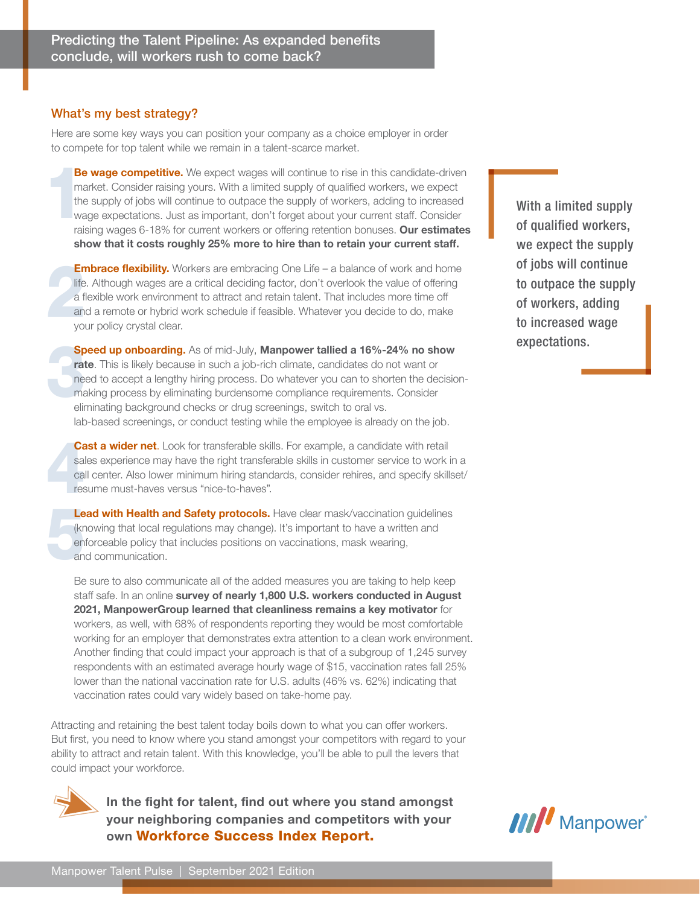## Predicting the Talent Pipeline: As expanded benefits conclude, will workers rush to come back?

### What's my best strategy?

Here are some key ways you can position your company as a choice employer in order to compete for top talent while we remain in a talent-scarce market.

1. **Be wage competitive.** We expect wages will continue to rise in this candidate-driven market. Consider raising yours. With a limited supply of qualified workers, we expect the supply of jobs will continue to outpace the supply of workers, adding to increased wage expectations. Just as important, don't forget about your current staff. Consider raising wages 6-18% for current workers or offering retention bonuses. **Our estimates show that it costs roughly 25% more to hire than to retain your current staff.**

2. **Embrace flexibility.** Workers are embracing One Life – a balance of work and home life. Although wages are a critical deciding factor, don't overlook the value of offering a flexible work environment to attract and retain talent. That includes more time off and a remote or hybrid work schedule if feasible. Whatever you decide to do, make your policy crystal clear.

3. **Speed up onboarding.** As of mid-July, **Manpower tallied a 16%-24% no show rate**. This is likely because in such a job-rich climate, candidates do not want or need to accept a lengthy hiring process. Do whatever you can to shorten the decision-making process by eliminating burdensome compliance requirements. Consider eliminating background checks or drug screenings, switch to oral vs. lab-based screenings, or conduct testing while the employee is already on the job.

4. **Cast a wider net**. Look for transferable skills. For example, a candidate with retail sales experience may have the right transferable skills in customer service to work in a call center. Also lower minimum hiring standards, consider rehires, and specify skillset/ resume must-haves versus "nice-to-haves".

5. **Lead with Health and Safety protocols.** Have clear mask/vaccination guidelines (knowing that local regulations may change). It's important to have a written and enforceable policy that includes positions on vaccinations, mask wearing, and communication.

   Be sure to also communicate all of the added measures you are taking to help keep staff safe. In an online **survey of nearly 1,800 U.S. workers conducted in August 2021, ManpowerGroup learned that cleanliness remains a key motivator** for workers, as well, with 68% of respondents reporting they would be most comfortable working for an employer that demonstrates extra attention to a clean work environment. Another finding that could impact your approach is that of a subgroup of 1,245 survey respondents with an estimated average hourly wage of $15, vaccination rates fall 25% lower than the national vaccination rate for U.S. adults (46% vs. 62%) indicating that vaccination rates could vary widely based on take-home pay.

> With a limited supply of qualified workers, we expect the supply of jobs will continue to outpace the supply of workers, adding to increased wage expectations.

Attracting and retaining the best talent today boils down to what you can offer workers. But first, you need to know where you stand amongst your competitors with regard to your ability to attract and retain talent. With this knowledge, you'll be able to pull the levers that could impact your workforce.

**In the fight for talent, find out where you stand amongst your neighboring companies and competitors with your own Workforce Success Index Report.**

Manpower